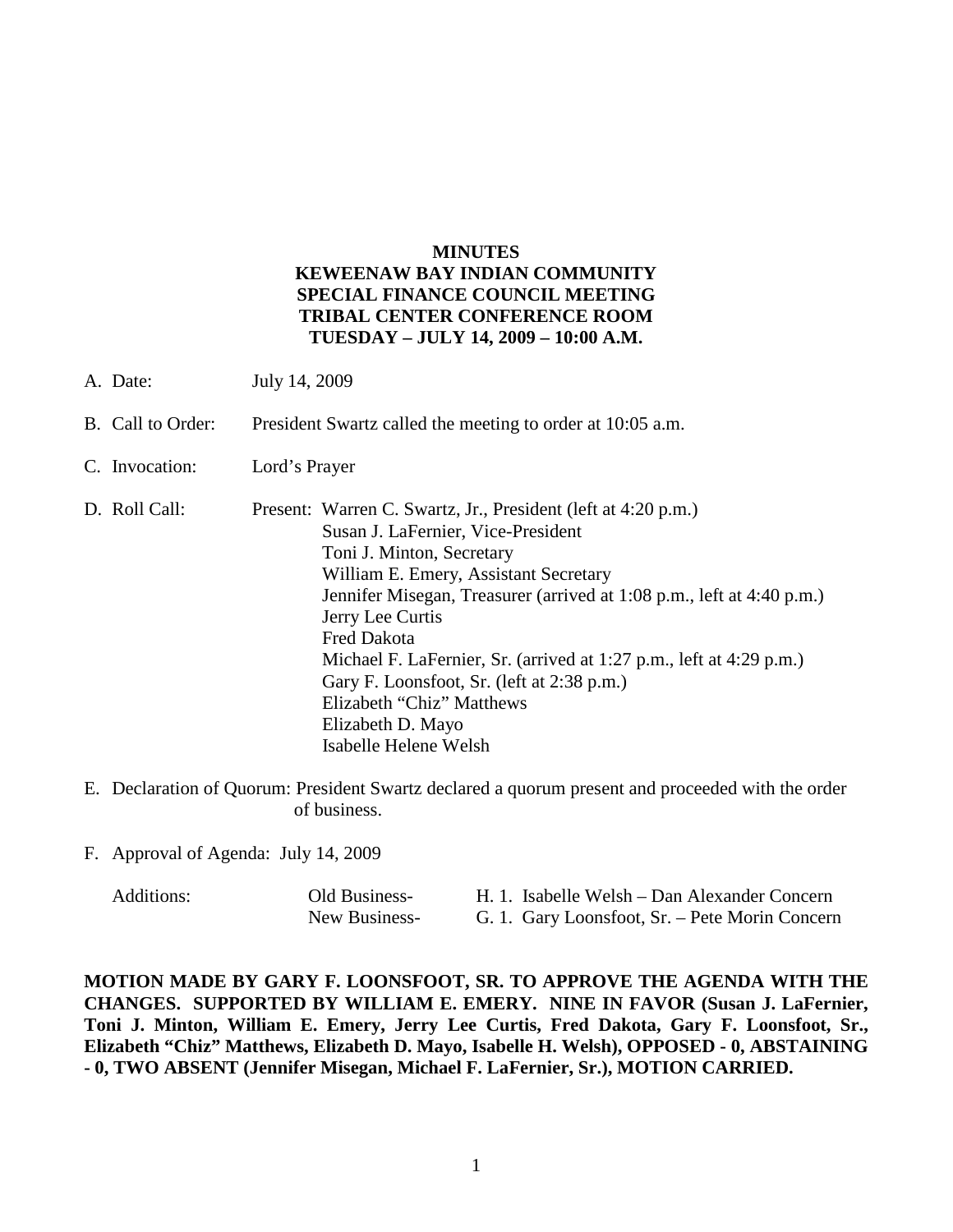**MINUTES**
**KEWEENAW BAY INDIAN COMMUNITY**
**SPECIAL FINANCE COUNCIL MEETING**
**TRIBAL CENTER CONFERENCE ROOM**
**TUESDAY – JULY 14, 2009 – 10:00 A.M.**

A. Date: July 14, 2009

B. Call to Order: President Swartz called the meeting to order at 10:05 a.m.

C. Invocation: Lord's Prayer

D. Roll Call: Present:
   - Warren C. Swartz, Jr., President (left at 4:20 p.m.)
   - Susan J. LaFernier, Vice-President
   - Toni J. Minton, Secretary
   - William E. Emery, Assistant Secretary
   - Jennifer Misegan, Treasurer (arrived at 1:08 p.m., left at 4:40 p.m.)
   - Jerry Lee Curtis
   - Fred Dakota
   - Michael F. LaFernier, Sr. (arrived at 1:27 p.m., left at 4:29 p.m.)
   - Gary F. Loonsfoot, Sr. (left at 2:38 p.m.)
   - Elizabeth "Chiz" Matthews
   - Elizabeth D. Mayo
   - Isabelle Helene Welsh

E. Declaration of Quorum: President Swartz declared a quorum present and proceeded with the order of business.

F. Approval of Agenda: July 14, 2009

Additions:
- Old Business- H. 1. Isabelle Welsh – Dan Alexander Concern
- New Business- G. 1. Gary Loonsfoot, Sr. – Pete Morin Concern

**MOTION MADE BY GARY F. LOONSFOOT, SR. TO APPROVE THE AGENDA WITH THE CHANGES. SUPPORTED BY WILLIAM E. EMERY. NINE IN FAVOR (Susan J. LaFernier, Toni J. Minton, William E. Emery, Jerry Lee Curtis, Fred Dakota, Gary F. Loonsfoot, Sr., Elizabeth "Chiz" Matthews, Elizabeth D. Mayo, Isabelle H. Welsh), OPPOSED - 0, ABSTAINING - 0, TWO ABSENT (Jennifer Misegan, Michael F. LaFernier, Sr.), MOTION CARRIED.**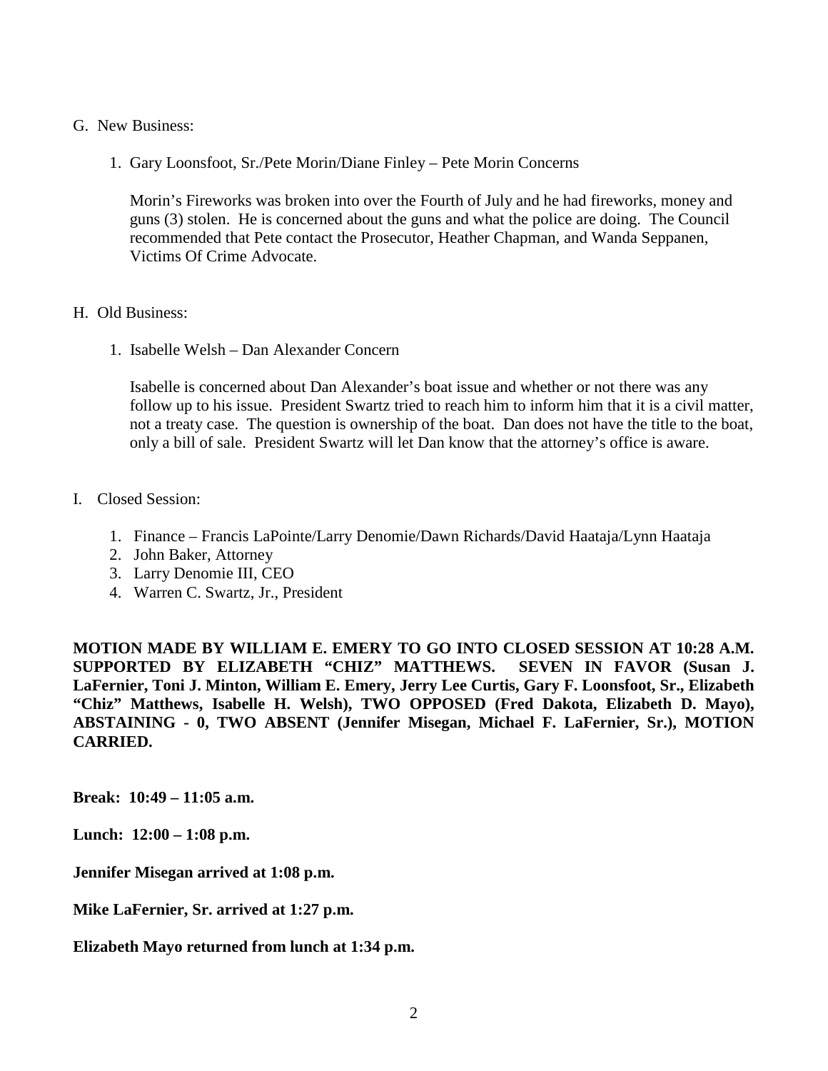G. New Business:

1. Gary Loonsfoot, Sr./Pete Morin/Diane Finley – Pete Morin Concerns

   Morin's Fireworks was broken into over the Fourth of July and he had fireworks, money and guns (3) stolen. He is concerned about the guns and what the police are doing. The Council recommended that Pete contact the Prosecutor, Heather Chapman, and Wanda Seppanen, Victims Of Crime Advocate.

H. Old Business:

1. Isabelle Welsh – Dan Alexander Concern

   Isabelle is concerned about Dan Alexander's boat issue and whether or not there was any follow up to his issue. President Swartz tried to reach him to inform him that it is a civil matter, not a treaty case. The question is ownership of the boat. Dan does not have the title to the boat, only a bill of sale. President Swartz will let Dan know that the attorney's office is aware.

I. Closed Session:

1. Finance – Francis LaPointe/Larry Denomie/Dawn Richards/David Haataja/Lynn Haataja
2. John Baker, Attorney
3. Larry Denomie III, CEO
4. Warren C. Swartz, Jr., President

**MOTION MADE BY WILLIAM E. EMERY TO GO INTO CLOSED SESSION AT 10:28 A.M. SUPPORTED BY ELIZABETH "CHIZ" MATTHEWS. SEVEN IN FAVOR (Susan J. LaFernier, Toni J. Minton, William E. Emery, Jerry Lee Curtis, Gary F. Loonsfoot, Sr., Elizabeth "Chiz" Matthews, Isabelle H. Welsh), TWO OPPOSED (Fred Dakota, Elizabeth D. Mayo), ABSTAINING - 0, TWO ABSENT (Jennifer Misegan, Michael F. LaFernier, Sr.), MOTION CARRIED.**

**Break: 10:49 – 11:05 a.m.**

**Lunch: 12:00 – 1:08 p.m.**

**Jennifer Misegan arrived at 1:08 p.m.**

**Mike LaFernier, Sr. arrived at 1:27 p.m.**

**Elizabeth Mayo returned from lunch at 1:34 p.m.**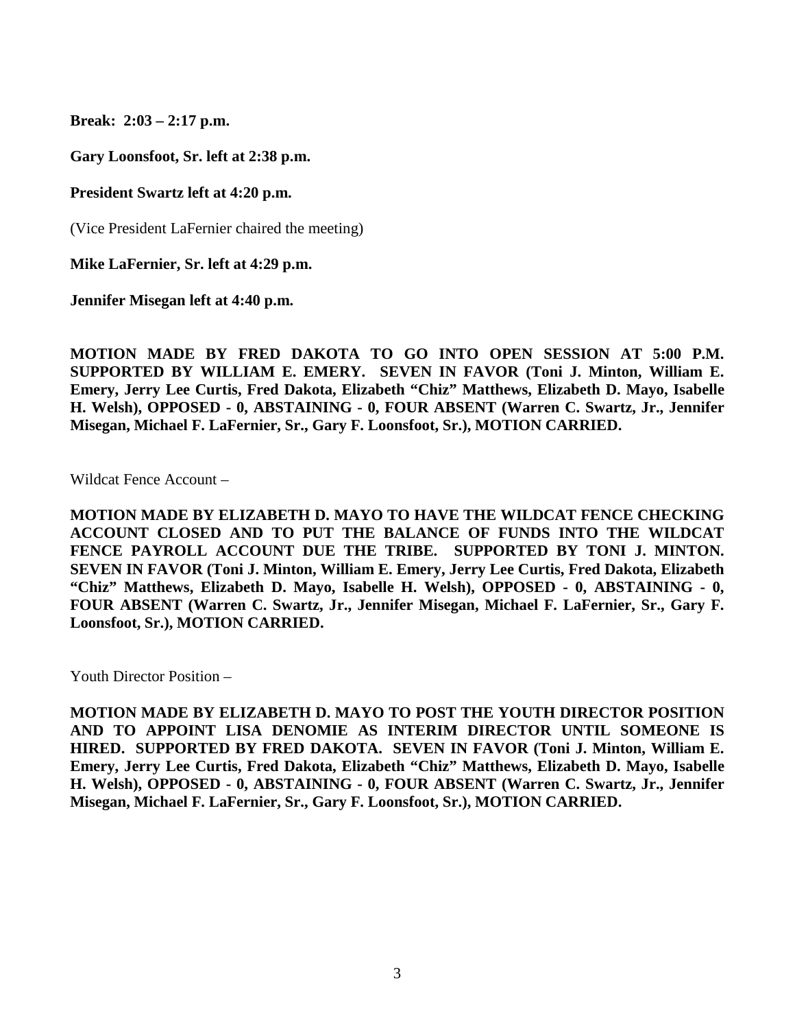**Break: 2:03 – 2:17 p.m.**

**Gary Loonsfoot, Sr. left at 2:38 p.m.**

**President Swartz left at 4:20 p.m.**

(Vice President LaFernier chaired the meeting)

**Mike LaFernier, Sr. left at 4:29 p.m.**

**Jennifer Misegan left at 4:40 p.m.**

**MOTION MADE BY FRED DAKOTA TO GO INTO OPEN SESSION AT 5:00 P.M. SUPPORTED BY WILLIAM E. EMERY. SEVEN IN FAVOR (Toni J. Minton, William E. Emery, Jerry Lee Curtis, Fred Dakota, Elizabeth "Chiz" Matthews, Elizabeth D. Mayo, Isabelle H. Welsh), OPPOSED - 0, ABSTAINING - 0, FOUR ABSENT (Warren C. Swartz, Jr., Jennifer Misegan, Michael F. LaFernier, Sr., Gary F. Loonsfoot, Sr.), MOTION CARRIED.**

Wildcat Fence Account –

**MOTION MADE BY ELIZABETH D. MAYO TO HAVE THE WILDCAT FENCE CHECKING ACCOUNT CLOSED AND TO PUT THE BALANCE OF FUNDS INTO THE WILDCAT FENCE PAYROLL ACCOUNT DUE THE TRIBE. SUPPORTED BY TONI J. MINTON. SEVEN IN FAVOR (Toni J. Minton, William E. Emery, Jerry Lee Curtis, Fred Dakota, Elizabeth "Chiz" Matthews, Elizabeth D. Mayo, Isabelle H. Welsh), OPPOSED - 0, ABSTAINING - 0, FOUR ABSENT (Warren C. Swartz, Jr., Jennifer Misegan, Michael F. LaFernier, Sr., Gary F. Loonsfoot, Sr.), MOTION CARRIED.**

Youth Director Position –

**MOTION MADE BY ELIZABETH D. MAYO TO POST THE YOUTH DIRECTOR POSITION AND TO APPOINT LISA DENOMIE AS INTERIM DIRECTOR UNTIL SOMEONE IS HIRED. SUPPORTED BY FRED DAKOTA. SEVEN IN FAVOR (Toni J. Minton, William E. Emery, Jerry Lee Curtis, Fred Dakota, Elizabeth "Chiz" Matthews, Elizabeth D. Mayo, Isabelle H. Welsh), OPPOSED - 0, ABSTAINING - 0, FOUR ABSENT (Warren C. Swartz, Jr., Jennifer Misegan, Michael F. LaFernier, Sr., Gary F. Loonsfoot, Sr.), MOTION CARRIED.**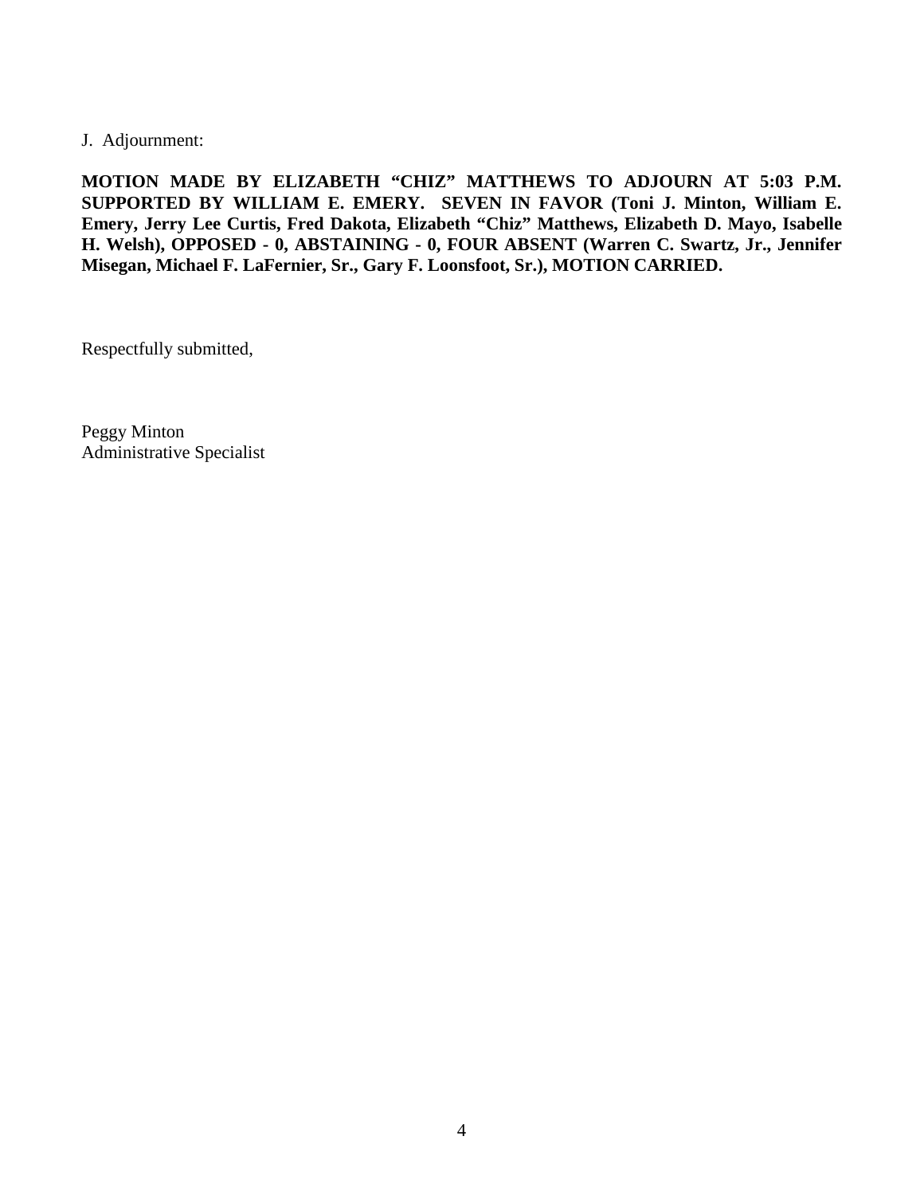J. Adjournment:

**MOTION MADE BY ELIZABETH "CHIZ" MATTHEWS TO ADJOURN AT 5:03 P.M. SUPPORTED BY WILLIAM E. EMERY. SEVEN IN FAVOR (Toni J. Minton, William E. Emery, Jerry Lee Curtis, Fred Dakota, Elizabeth "Chiz" Matthews, Elizabeth D. Mayo, Isabelle H. Welsh), OPPOSED - 0, ABSTAINING - 0, FOUR ABSENT (Warren C. Swartz, Jr., Jennifer Misegan, Michael F. LaFernier, Sr., Gary F. Loonsfoot, Sr.), MOTION CARRIED.**

Respectfully submitted,

Peggy Minton
Administrative Specialist